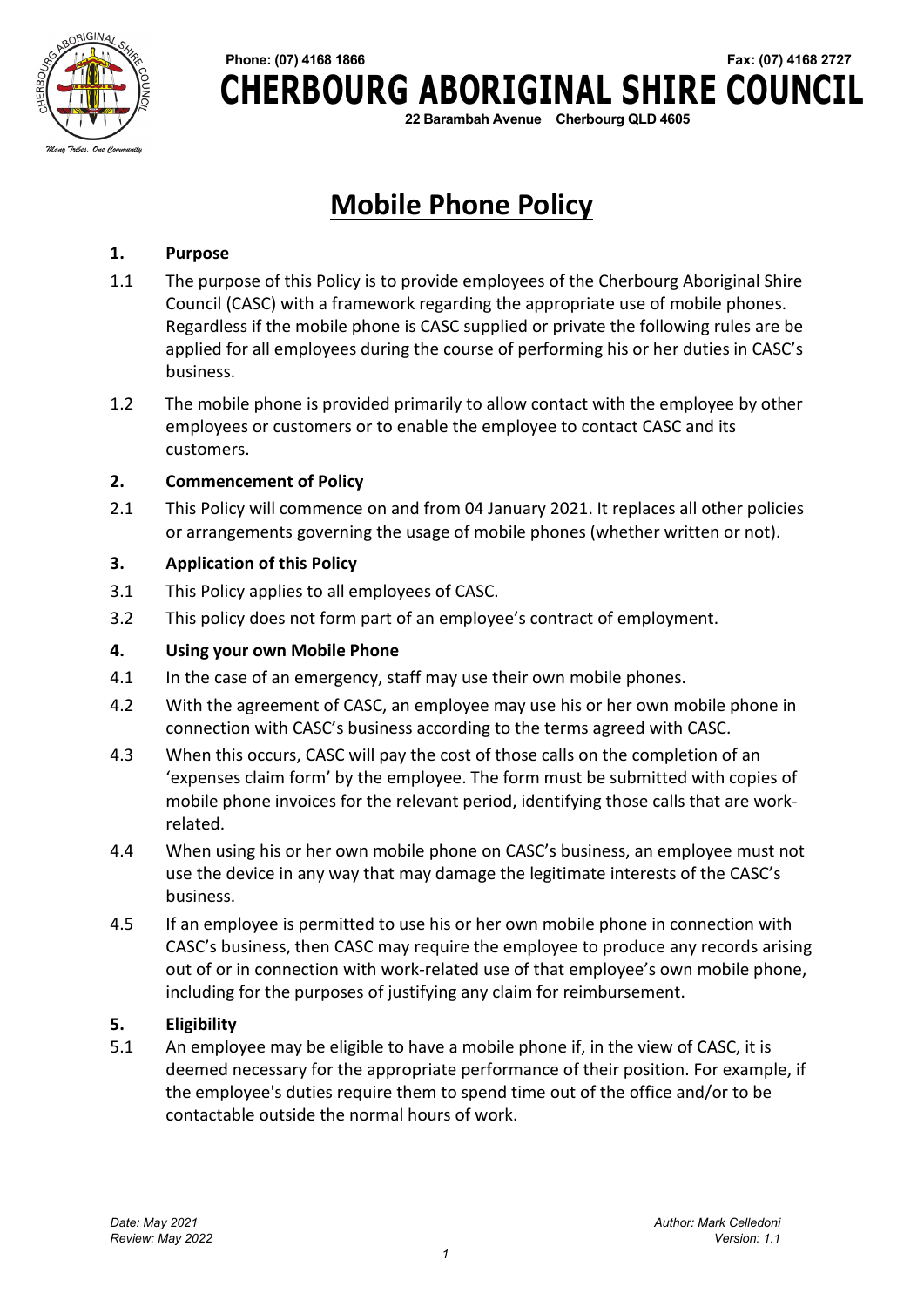Phone: (07) 4168 1866 Fax: (07) 4168 2727

**CHERBOURG ABORIGINAL SHIRE COUNCIL**

22 Barambah Avenue Cherbourg QLD 4605

# Mobile Phone Policy

**1. Purpose**

1.1 The purpose of this Policy is to provide employees of the Cherbourg Aboriginal Shire Council (CASC) with a framework regarding the appropriate use of mobile phones. Regardless if the mobile phone is CASC supplied or private the following rules are be applied for all employees during the course of performing his or her duties in CASC's business.

1.2 The mobile phone is provided primarily to allow contact with the employee by other employees or customers or to enable the employee to contact CASC and its customers.

**2. Commencement of Policy**

2.1 This Policy will commence on and from 04 January 2021. It replaces all other policies or arrangements governing the usage of mobile phones (whether written or not).

**3. Application of this Policy**

3.1 This Policy applies to all employees of CASC.

3.2 This policy does not form part of an employee's contract of employment.

**4. Using your own Mobile Phone**

4.1 In the case of an emergency, staff may use their own mobile phones.

4.2 With the agreement of CASC, an employee may use his or her own mobile phone in connection with CASC's business according to the terms agreed with CASC.

4.3 When this occurs, CASC will pay the cost of those calls on the completion of an 'expenses claim form' by the employee. The form must be submitted with copies of mobile phone invoices for the relevant period, identifying those calls that are work-related.

4.4 When using his or her own mobile phone on CASC's business, an employee must not use the device in any way that may damage the legitimate interests of the CASC's business.

4.5 If an employee is permitted to use his or her own mobile phone in connection with CASC's business, then CASC may require the employee to produce any records arising out of or in connection with work-related use of that employee's own mobile phone, including for the purposes of justifying any claim for reimbursement.

**5. Eligibility**

5.1 An employee may be eligible to have a mobile phone if, in the view of CASC, it is deemed necessary for the appropriate performance of their position. For example, if the employee's duties require them to spend time out of the office and/or to be contactable outside the normal hours of work.

*Date: May 2021* *Author: Mark Celledoni*
*Review: May 2022* *Version: 1.1*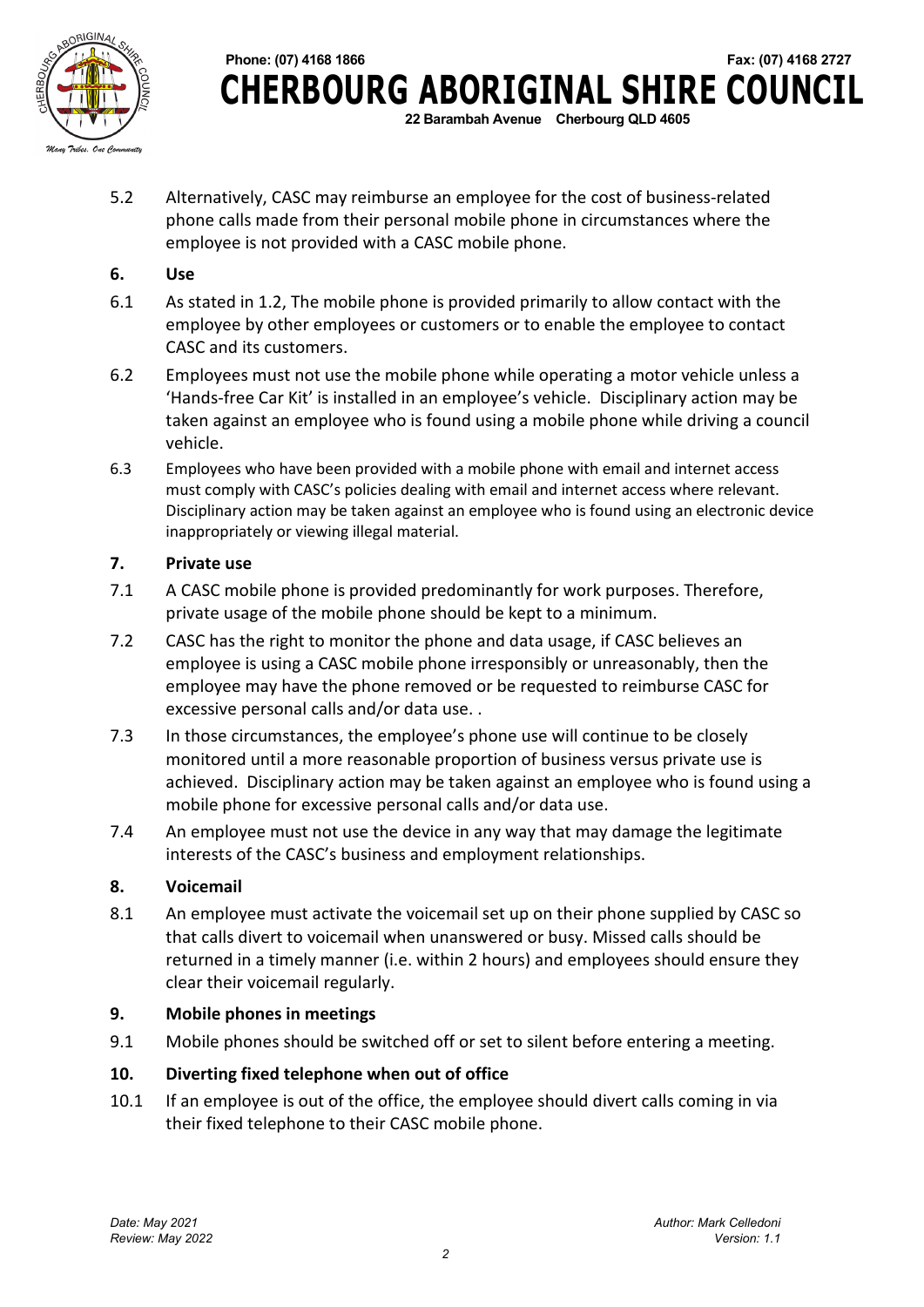5.2 Alternatively, CASC may reimburse an employee for the cost of business-related phone calls made from their personal mobile phone in circumstances where the employee is not provided with a CASC mobile phone.

## 6. Use

6.1 As stated in 1.2, The mobile phone is provided primarily to allow contact with the employee by other employees or customers or to enable the employee to contact CASC and its customers.

6.2 Employees must not use the mobile phone while operating a motor vehicle unless a 'Hands-free Car Kit' is installed in an employee's vehicle. Disciplinary action may be taken against an employee who is found using a mobile phone while driving a council vehicle.

6.3 Employees who have been provided with a mobile phone with email and internet access must comply with CASC's policies dealing with email and internet access where relevant. Disciplinary action may be taken against an employee who is found using an electronic device inappropriately or viewing illegal material.

## 7. Private use

7.1 A CASC mobile phone is provided predominantly for work purposes. Therefore, private usage of the mobile phone should be kept to a minimum.

7.2 CASC has the right to monitor the phone and data usage, if CASC believes an employee is using a CASC mobile phone irresponsibly or unreasonably, then the employee may have the phone removed or be requested to reimburse CASC for excessive personal calls and/or data use. .

7.3 In those circumstances, the employee's phone use will continue to be closely monitored until a more reasonable proportion of business versus private use is achieved. Disciplinary action may be taken against an employee who is found using a mobile phone for excessive personal calls and/or data use.

7.4 An employee must not use the device in any way that may damage the legitimate interests of the CASC's business and employment relationships.

## 8. Voicemail

8.1 An employee must activate the voicemail set up on their phone supplied by CASC so that calls divert to voicemail when unanswered or busy. Missed calls should be returned in a timely manner (i.e. within 2 hours) and employees should ensure they clear their voicemail regularly.

## 9. Mobile phones in meetings

9.1 Mobile phones should be switched off or set to silent before entering a meeting.

## 10. Diverting fixed telephone when out of office

10.1 If an employee is out of the office, the employee should divert calls coming in via their fixed telephone to their CASC mobile phone.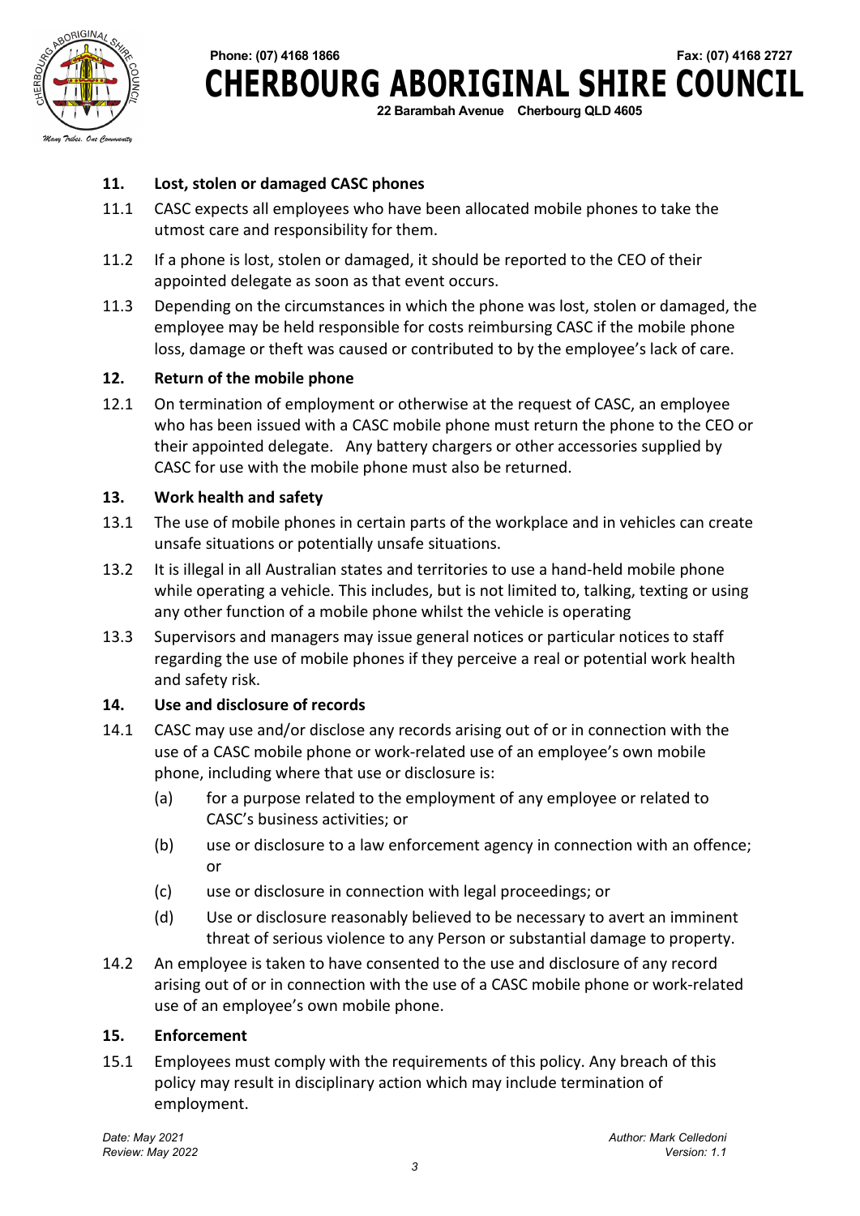## 11. Lost, stolen or damaged CASC phones

11.1 CASC expects all employees who have been allocated mobile phones to take the utmost care and responsibility for them.

11.2 If a phone is lost, stolen or damaged, it should be reported to the CEO of their appointed delegate as soon as that event occurs.

11.3 Depending on the circumstances in which the phone was lost, stolen or damaged, the employee may be held responsible for costs reimbursing CASC if the mobile phone loss, damage or theft was caused or contributed to by the employee's lack of care.

## 12. Return of the mobile phone

12.1 On termination of employment or otherwise at the request of CASC, an employee who has been issued with a CASC mobile phone must return the phone to the CEO or their appointed delegate. Any battery chargers or other accessories supplied by CASC for use with the mobile phone must also be returned.

## 13. Work health and safety

13.1 The use of mobile phones in certain parts of the workplace and in vehicles can create unsafe situations or potentially unsafe situations.

13.2 It is illegal in all Australian states and territories to use a hand-held mobile phone while operating a vehicle. This includes, but is not limited to, talking, texting or using any other function of a mobile phone whilst the vehicle is operating

13.3 Supervisors and managers may issue general notices or particular notices to staff regarding the use of mobile phones if they perceive a real or potential work health and safety risk.

## 14. Use and disclosure of records

14.1 CASC may use and/or disclose any records arising out of or in connection with the use of a CASC mobile phone or work-related use of an employee's own mobile phone, including where that use or disclosure is:

(a) for a purpose related to the employment of any employee or related to CASC's business activities; or

(b) use or disclosure to a law enforcement agency in connection with an offence; or

(c) use or disclosure in connection with legal proceedings; or

(d) Use or disclosure reasonably believed to be necessary to avert an imminent threat of serious violence to any Person or substantial damage to property.

14.2 An employee is taken to have consented to the use and disclosure of any record arising out of or in connection with the use of a CASC mobile phone or work-related use of an employee's own mobile phone.

## 15. Enforcement

15.1 Employees must comply with the requirements of this policy. Any breach of this policy may result in disciplinary action which may include termination of employment.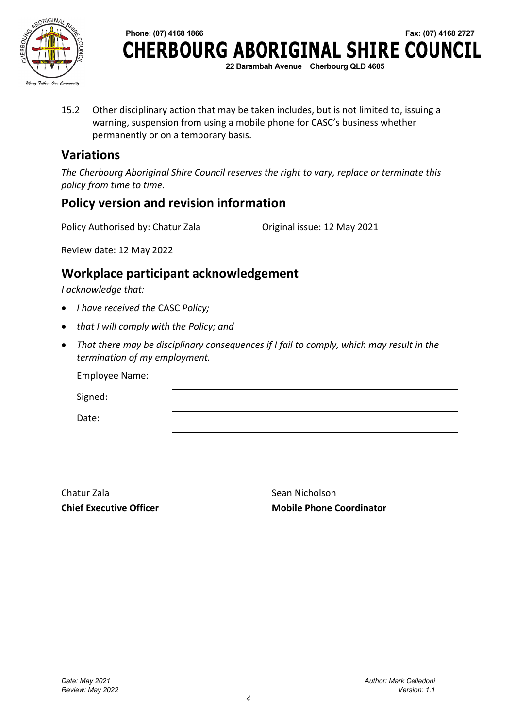15.2 Other disciplinary action that may be taken includes, but is not limited to, issuing a warning, suspension from using a mobile phone for CASC's business whether permanently or on a temporary basis.

## Variations

*The Cherbourg Aboriginal Shire Council reserves the right to vary, replace or terminate this policy from time to time.*

## Policy version and revision information

Policy Authorised by: Chatur Zala    Original issue: 12 May 2021

Review date: 12 May 2022

## Workplace participant acknowledgement

*I acknowledge that:*

- *I have received the* CASC *Policy;*
- *that I will comply with the Policy; and*
- *That there may be disciplinary consequences if I fail to comply, which may result in the termination of my employment.*

Employee Name: ______________________________

Signed: ______________________________

Date: ______________________________

Chatur Zala
**Chief Executive Officer**

Sean Nicholson
**Mobile Phone Coordinator**